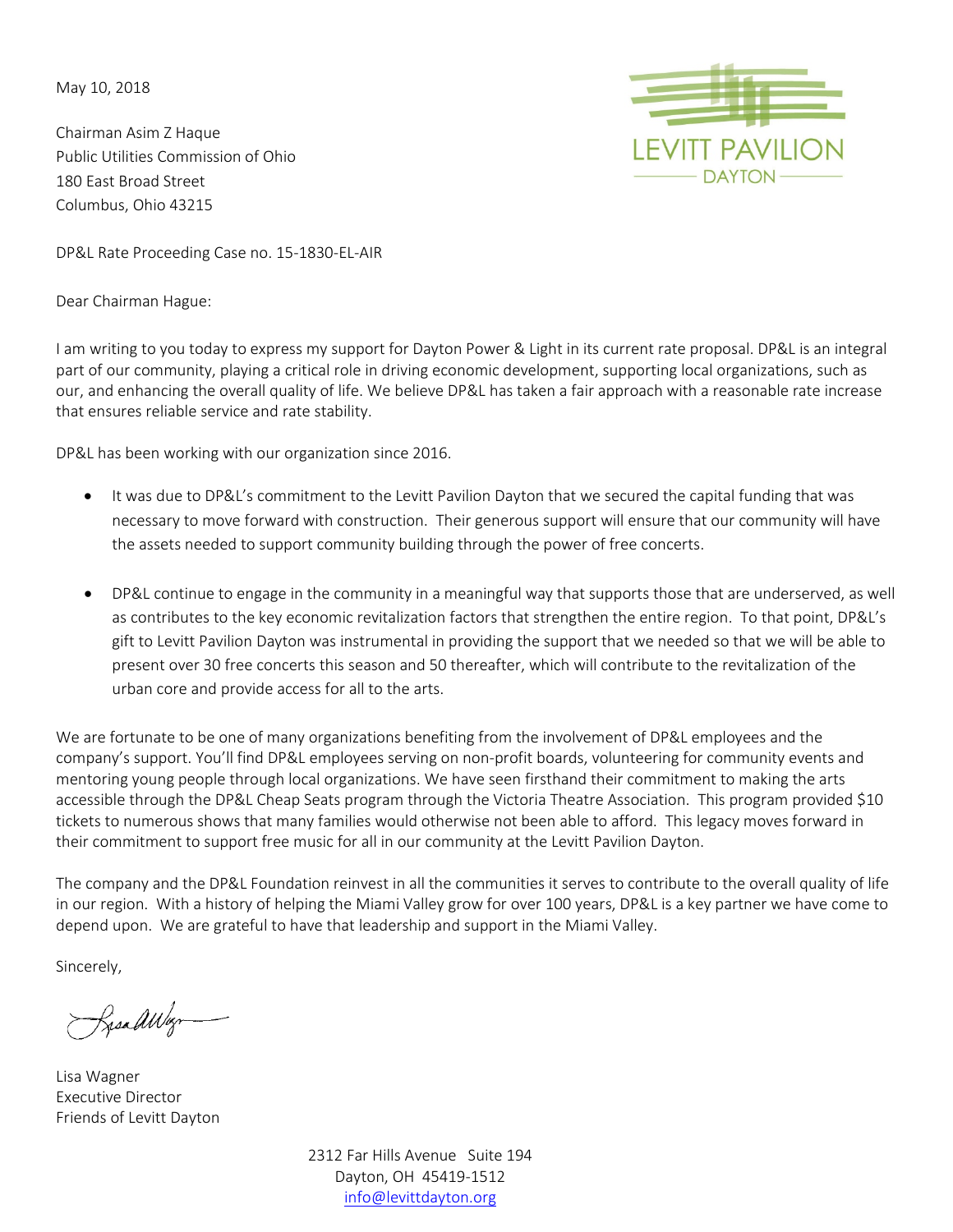May 10, 2018

LEVITT PAVILION
DAYTON

Chairman Asim Z Haque
Public Utilities Commission of Ohio
180 East Broad Street
Columbus, Ohio 43215

DP&L Rate Proceeding Case no. 15-1830-EL-AIR

Dear Chairman Hague:

I am writing to you today to express my support for Dayton Power & Light in its current rate proposal. DP&L is an integral part of our community, playing a critical role in driving economic development, supporting local organizations, such as our, and enhancing the overall quality of life. We believe DP&L has taken a fair approach with a reasonable rate increase that ensures reliable service and rate stability.

DP&L has been working with our organization since 2016.

- It was due to DP&L's commitment to the Levitt Pavilion Dayton that we secured the capital funding that was necessary to move forward with construction. Their generous support will ensure that our community will have the assets needed to support community building through the power of free concerts.
- DP&L continue to engage in the community in a meaningful way that supports those that are underserved, as well as contributes to the key economic revitalization factors that strengthen the entire region. To that point, DP&L's gift to Levitt Pavilion Dayton was instrumental in providing the support that we needed so that we will be able to present over 30 free concerts this season and 50 thereafter, which will contribute to the revitalization of the urban core and provide access for all to the arts.

We are fortunate to be one of many organizations benefiting from the involvement of DP&L employees and the company's support. You'll find DP&L employees serving on non-profit boards, volunteering for community events and mentoring young people through local organizations. We have seen firsthand their commitment to making the arts accessible through the DP&L Cheap Seats program through the Victoria Theatre Association. This program provided $10 tickets to numerous shows that many families would otherwise not been able to afford. This legacy moves forward in their commitment to support free music for all in our community at the Levitt Pavilion Dayton.

The company and the DP&L Foundation reinvest in all the communities it serves to contribute to the overall quality of life in our region. With a history of helping the Miami Valley grow for over 100 years, DP&L is a key partner we have come to depend upon. We are grateful to have that leadership and support in the Miami Valley.

Sincerely,

Lisa Wagner
Executive Director
Friends of Levitt Dayton

2312 Far Hills Avenue Suite 194
Dayton, OH 45419-1512
info@levittdayton.org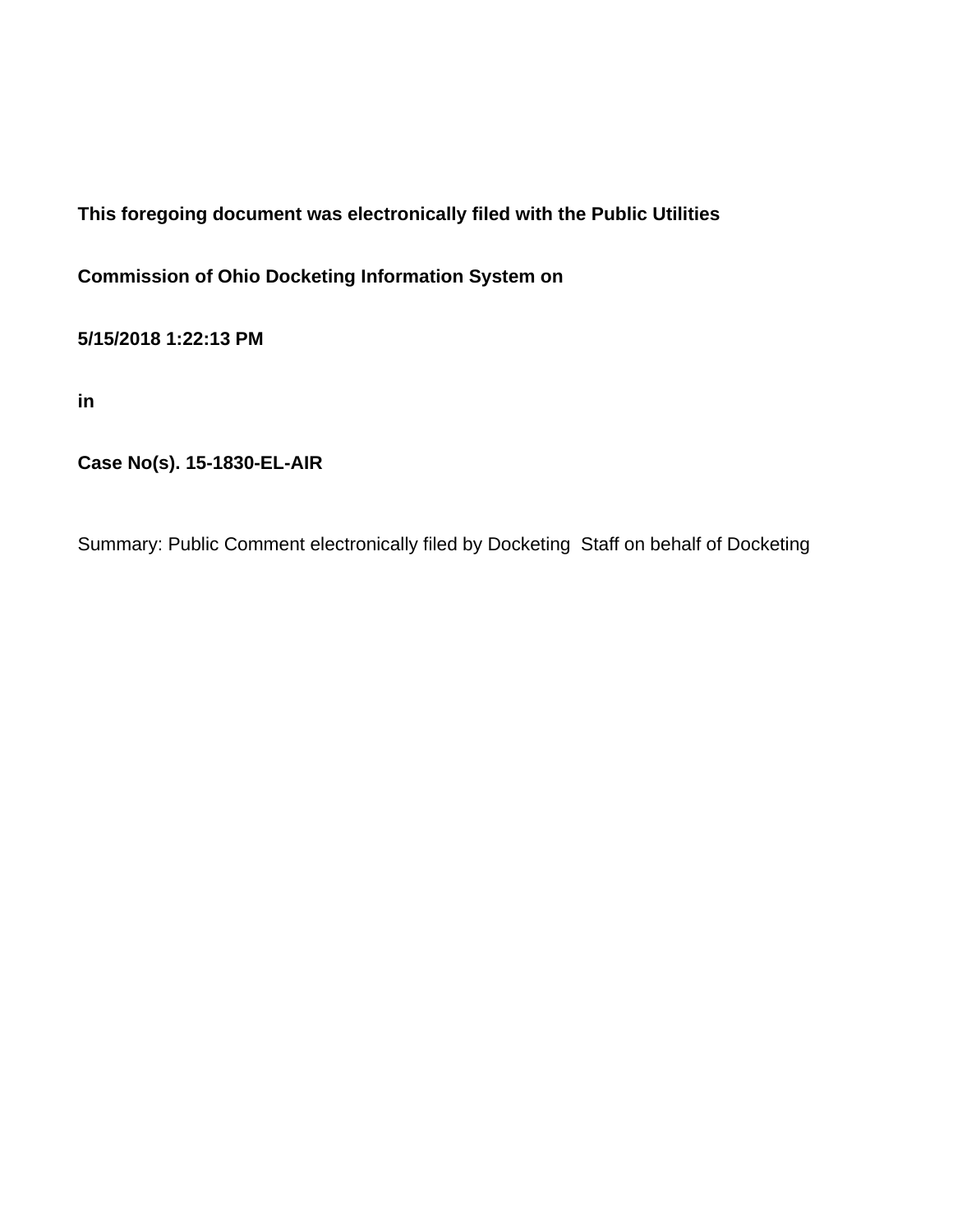**This foregoing document was electronically filed with the Public Utilities**

**Commission of Ohio Docketing Information System on**

**5/15/2018 1:22:13 PM**

**in**

**Case No(s). 15-1830-EL-AIR**

Summary: Public Comment electronically filed by Docketing  Staff on behalf of Docketing